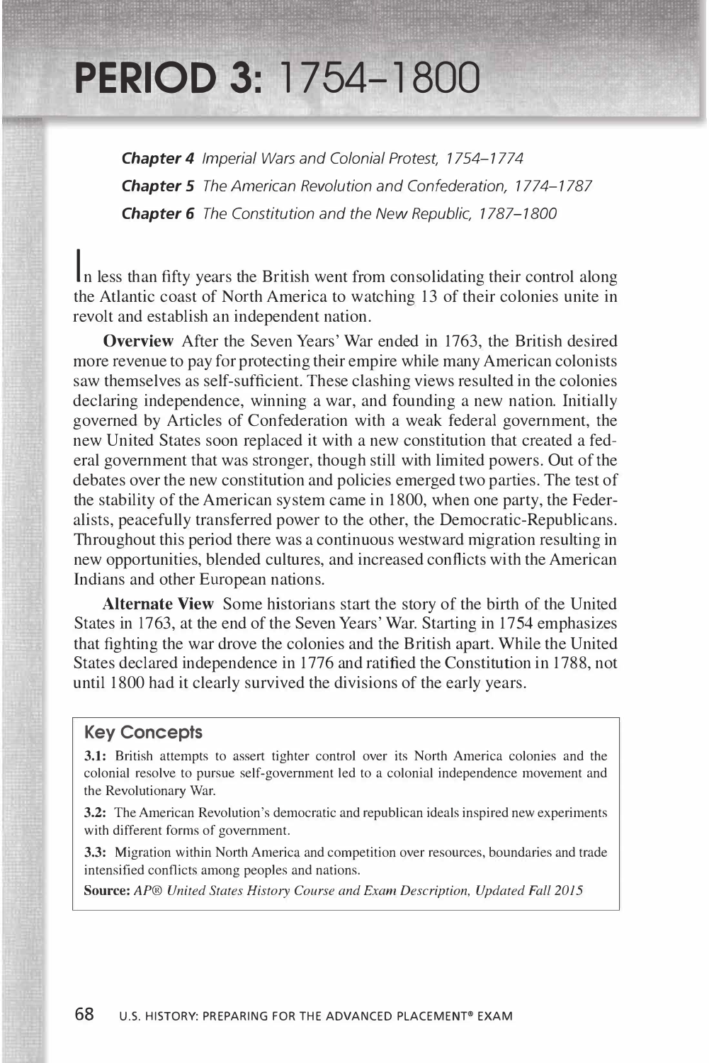# PERIOD 3: 1754–1800

***Chapter 4*** *Imperial Wars and Colonial Protest, 1754–1774*

***Chapter 5*** *The American Revolution and Confederation, 1774–1787*

***Chapter 6*** *The Constitution and the New Republic, 1787–1800*

In less than fifty years the British went from consolidating their control along the Atlantic coast of North America to watching 13 of their colonies unite in revolt and establish an independent nation.

**Overview** After the Seven Years' War ended in 1763, the British desired more revenue to pay for protecting their empire while many American colonists saw themselves as self-sufficient. These clashing views resulted in the colonies declaring independence, winning a war, and founding a new nation. Initially governed by Articles of Confederation with a weak federal government, the new United States soon replaced it with a new constitution that created a federal government that was stronger, though still with limited powers. Out of the debates over the new constitution and policies emerged two parties. The test of the stability of the American system came in 1800, when one party, the Federalists, peacefully transferred power to the other, the Democratic-Republicans. Throughout this period there was a continuous westward migration resulting in new opportunities, blended cultures, and increased conflicts with the American Indians and other European nations.

**Alternate View** Some historians start the story of the birth of the United States in 1763, at the end of the Seven Years' War. Starting in 1754 emphasizes that fighting the war drove the colonies and the British apart. While the United States declared independence in 1776 and ratified the Constitution in 1788, not until 1800 had it clearly survived the divisions of the early years.

### Key Concepts

**3.1:** British attempts to assert tighter control over its North America colonies and the colonial resolve to pursue self-government led to a colonial independence movement and the Revolutionary War.

**3.2:** The American Revolution's democratic and republican ideals inspired new experiments with different forms of government.

**3.3:** Migration within North America and competition over resources, boundaries and trade intensified conflicts among peoples and nations.

**Source:** *AP® United States History Course and Exam Description, Updated Fall 2015*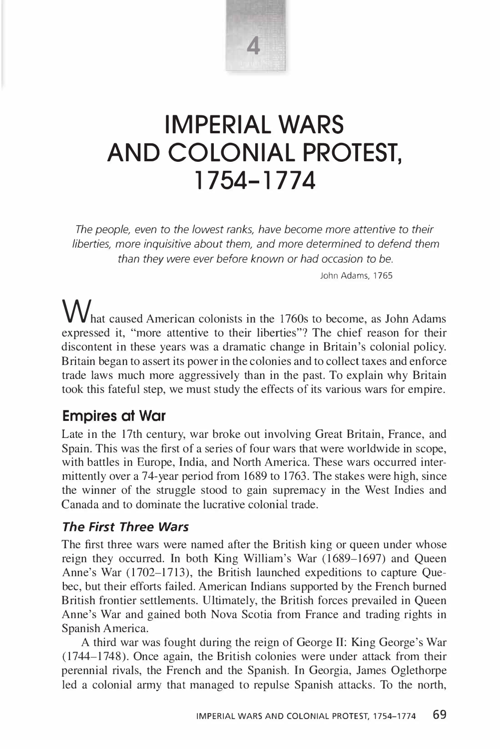4

# IMPERIAL WARS AND COLONIAL PROTEST, 1754–1774

*The people, even to the lowest ranks, have become more attentive to their liberties, more inquisitive about them, and more determined to defend them than they were ever before known or had occasion to be.*

John Adams, 1765

What caused American colonists in the 1760s to become, as John Adams expressed it, "more attentive to their liberties"? The chief reason for their discontent in these years was a dramatic change in Britain's colonial policy. Britain began to assert its power in the colonies and to collect taxes and enforce trade laws much more aggressively than in the past. To explain why Britain took this fateful step, we must study the effects of its various wars for empire.

## Empires at War

Late in the 17th century, war broke out involving Great Britain, France, and Spain. This was the first of a series of four wars that were worldwide in scope, with battles in Europe, India, and North America. These wars occurred intermittently over a 74-year period from 1689 to 1763. The stakes were high, since the winner of the struggle stood to gain supremacy in the West Indies and Canada and to dominate the lucrative colonial trade.

### *The First Three Wars*

The first three wars were named after the British king or queen under whose reign they occurred. In both King William's War (1689–1697) and Queen Anne's War (1702–1713), the British launched expeditions to capture Quebec, but their efforts failed. American Indians supported by the French burned British frontier settlements. Ultimately, the British forces prevailed in Queen Anne's War and gained both Nova Scotia from France and trading rights in Spanish America.

A third war was fought during the reign of George II: King George's War (1744–1748). Once again, the British colonies were under attack from their perennial rivals, the French and the Spanish. In Georgia, James Oglethorpe led a colonial army that managed to repulse Spanish attacks. To the north,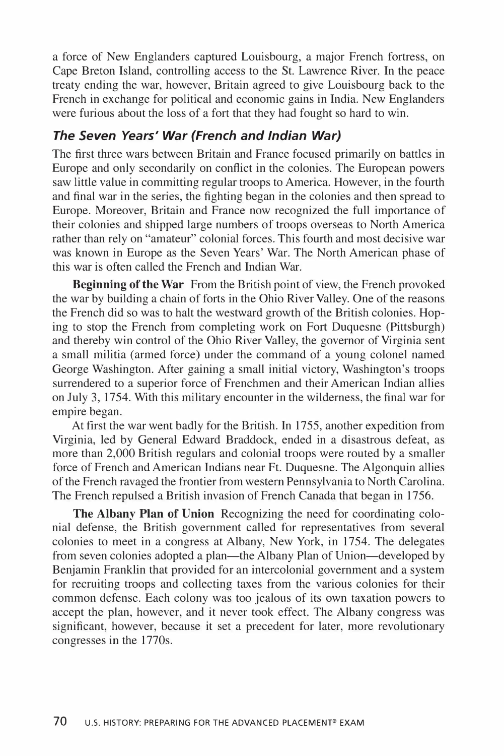a force of New Englanders captured Louisbourg, a major French fortress, on Cape Breton Island, controlling access to the St. Lawrence River. In the peace treaty ending the war, however, Britain agreed to give Louisbourg back to the French in exchange for political and economic gains in India. New Englanders were furious about the loss of a fort that they had fought so hard to win.

### *The Seven Years' War (French and Indian War)*

The first three wars between Britain and France focused primarily on battles in Europe and only secondarily on conflict in the colonies. The European powers saw little value in committing regular troops to America. However, in the fourth and final war in the series, the fighting began in the colonies and then spread to Europe. Moreover, Britain and France now recognized the full importance of their colonies and shipped large numbers of troops overseas to North America rather than rely on "amateur" colonial forces. This fourth and most decisive war was known in Europe as the Seven Years' War. The North American phase of this war is often called the French and Indian War.

**Beginning of the War** From the British point of view, the French provoked the war by building a chain of forts in the Ohio River Valley. One of the reasons the French did so was to halt the westward growth of the British colonies. Hoping to stop the French from completing work on Fort Duquesne (Pittsburgh) and thereby win control of the Ohio River Valley, the governor of Virginia sent a small militia (armed force) under the command of a young colonel named George Washington. After gaining a small initial victory, Washington's troops surrendered to a superior force of Frenchmen and their American Indian allies on July 3, 1754. With this military encounter in the wilderness, the final war for empire began.

At first the war went badly for the British. In 1755, another expedition from Virginia, led by General Edward Braddock, ended in a disastrous defeat, as more than 2,000 British regulars and colonial troops were routed by a smaller force of French and American Indians near Ft. Duquesne. The Algonquin allies of the French ravaged the frontier from western Pennsylvania to North Carolina. The French repulsed a British invasion of French Canada that began in 1756.

**The Albany Plan of Union** Recognizing the need for coordinating colonial defense, the British government called for representatives from several colonies to meet in a congress at Albany, New York, in 1754. The delegates from seven colonies adopted a plan—the Albany Plan of Union—developed by Benjamin Franklin that provided for an intercolonial government and a system for recruiting troops and collecting taxes from the various colonies for their common defense. Each colony was too jealous of its own taxation powers to accept the plan, however, and it never took effect. The Albany congress was significant, however, because it set a precedent for later, more revolutionary congresses in the 1770s.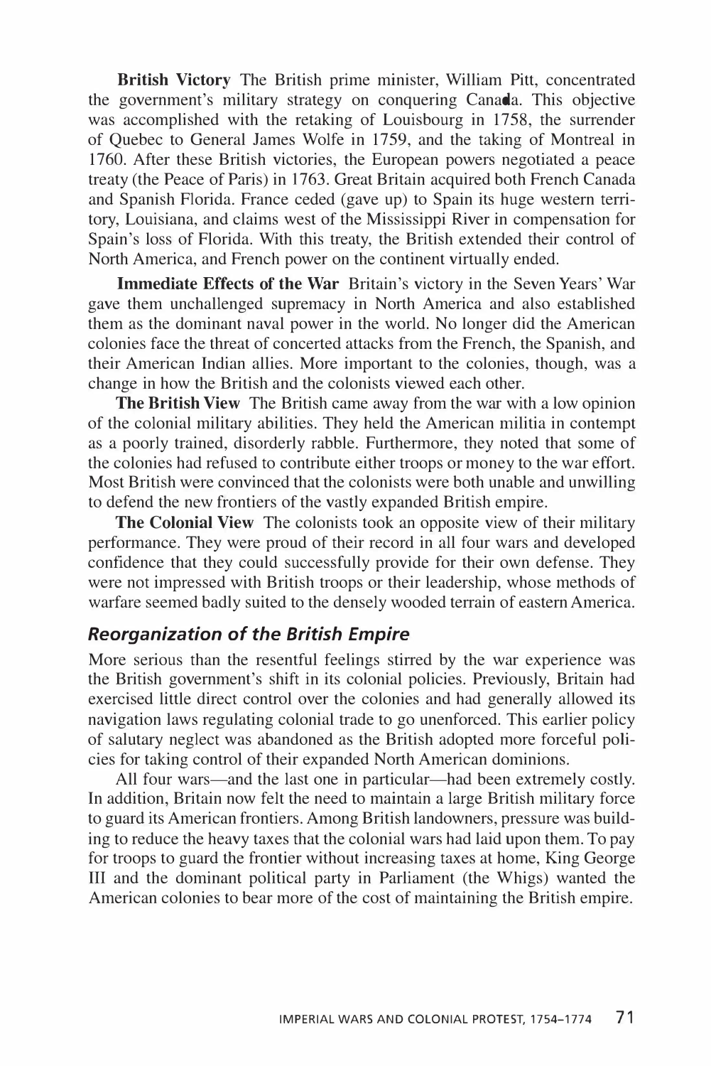**British Victory** The British prime minister, William Pitt, concentrated the government's military strategy on conquering Canada. This objective was accomplished with the retaking of Louisbourg in 1758, the surrender of Quebec to General James Wolfe in 1759, and the taking of Montreal in 1760. After these British victories, the European powers negotiated a peace treaty (the Peace of Paris) in 1763. Great Britain acquired both French Canada and Spanish Florida. France ceded (gave up) to Spain its huge western territory, Louisiana, and claims west of the Mississippi River in compensation for Spain's loss of Florida. With this treaty, the British extended their control of North America, and French power on the continent virtually ended.

**Immediate Effects of the War** Britain's victory in the Seven Years' War gave them unchallenged supremacy in North America and also established them as the dominant naval power in the world. No longer did the American colonies face the threat of concerted attacks from the French, the Spanish, and their American Indian allies. More important to the colonies, though, was a change in how the British and the colonists viewed each other.

**The British View** The British came away from the war with a low opinion of the colonial military abilities. They held the American militia in contempt as a poorly trained, disorderly rabble. Furthermore, they noted that some of the colonies had refused to contribute either troops or money to the war effort. Most British were convinced that the colonists were both unable and unwilling to defend the new frontiers of the vastly expanded British empire.

**The Colonial View** The colonists took an opposite view of their military performance. They were proud of their record in all four wars and developed confidence that they could successfully provide for their own defense. They were not impressed with British troops or their leadership, whose methods of warfare seemed badly suited to the densely wooded terrain of eastern America.

### *Reorganization of the British Empire*

More serious than the resentful feelings stirred by the war experience was the British government's shift in its colonial policies. Previously, Britain had exercised little direct control over the colonies and had generally allowed its navigation laws regulating colonial trade to go unenforced. This earlier policy of salutary neglect was abandoned as the British adopted more forceful policies for taking control of their expanded North American dominions.

All four wars—and the last one in particular—had been extremely costly. In addition, Britain now felt the need to maintain a large British military force to guard its American frontiers. Among British landowners, pressure was building to reduce the heavy taxes that the colonial wars had laid upon them. To pay for troops to guard the frontier without increasing taxes at home, King George III and the dominant political party in Parliament (the Whigs) wanted the American colonies to bear more of the cost of maintaining the British empire.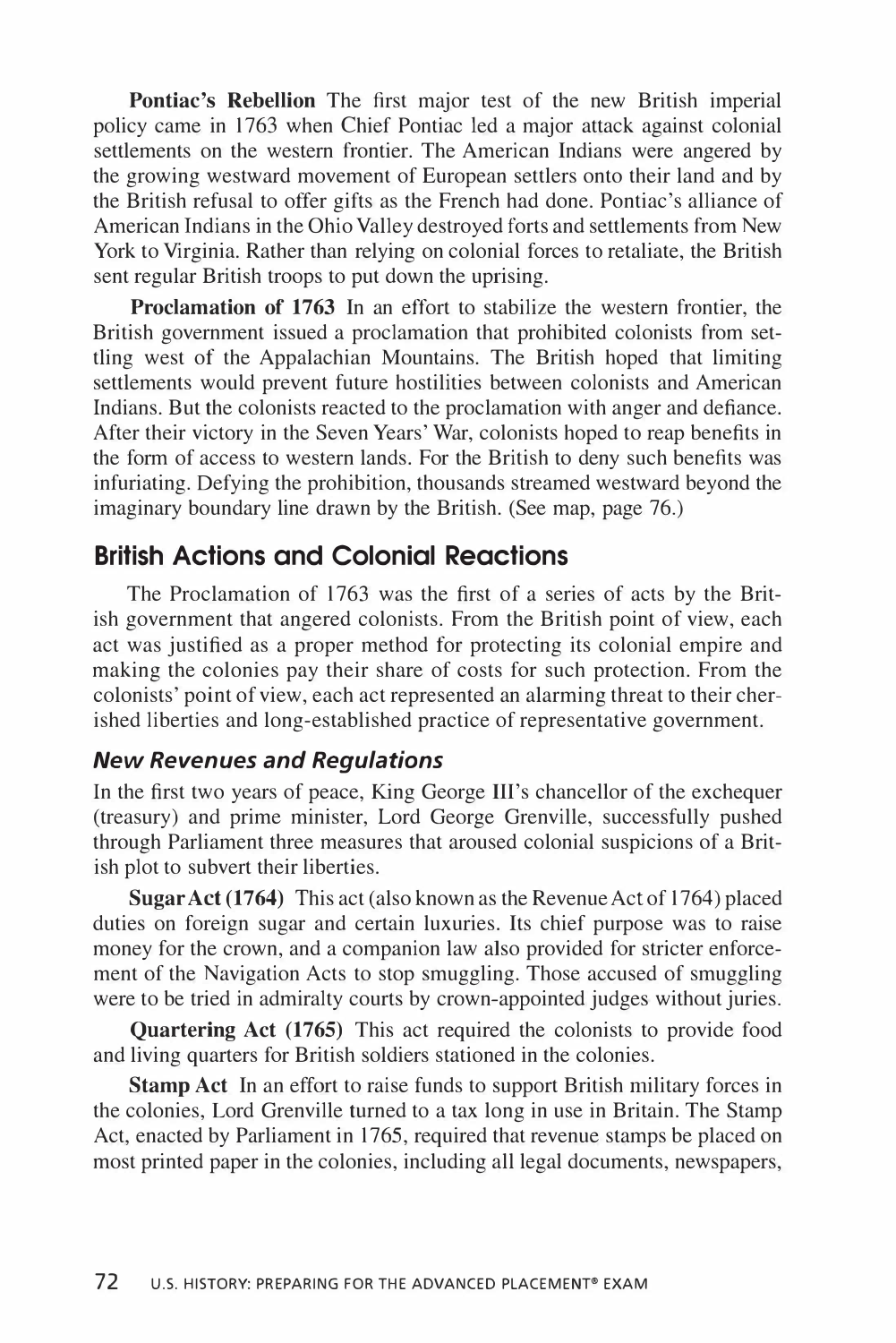**Pontiac's Rebellion** The first major test of the new British imperial policy came in 1763 when Chief Pontiac led a major attack against colonial settlements on the western frontier. The American Indians were angered by the growing westward movement of European settlers onto their land and by the British refusal to offer gifts as the French had done. Pontiac's alliance of American Indians in the Ohio Valley destroyed forts and settlements from New York to Virginia. Rather than relying on colonial forces to retaliate, the British sent regular British troops to put down the uprising.

**Proclamation of 1763** In an effort to stabilize the western frontier, the British government issued a proclamation that prohibited colonists from settling west of the Appalachian Mountains. The British hoped that limiting settlements would prevent future hostilities between colonists and American Indians. But the colonists reacted to the proclamation with anger and defiance. After their victory in the Seven Years' War, colonists hoped to reap benefits in the form of access to western lands. For the British to deny such benefits was infuriating. Defying the prohibition, thousands streamed westward beyond the imaginary boundary line drawn by the British. (See map, page 76.)

## British Actions and Colonial Reactions

The Proclamation of 1763 was the first of a series of acts by the British government that angered colonists. From the British point of view, each act was justified as a proper method for protecting its colonial empire and making the colonies pay their share of costs for such protection. From the colonists' point of view, each act represented an alarming threat to their cherished liberties and long-established practice of representative government.

### *New Revenues and Regulations*

In the first two years of peace, King George III's chancellor of the exchequer (treasury) and prime minister, Lord George Grenville, successfully pushed through Parliament three measures that aroused colonial suspicions of a British plot to subvert their liberties.

**Sugar Act (1764)** This act (also known as the Revenue Act of 1764) placed duties on foreign sugar and certain luxuries. Its chief purpose was to raise money for the crown, and a companion law also provided for stricter enforcement of the Navigation Acts to stop smuggling. Those accused of smuggling were to be tried in admiralty courts by crown-appointed judges without juries.

**Quartering Act (1765)** This act required the colonists to provide food and living quarters for British soldiers stationed in the colonies.

**Stamp Act** In an effort to raise funds to support British military forces in the colonies, Lord Grenville turned to a tax long in use in Britain. The Stamp Act, enacted by Parliament in 1765, required that revenue stamps be placed on most printed paper in the colonies, including all legal documents, newspapers,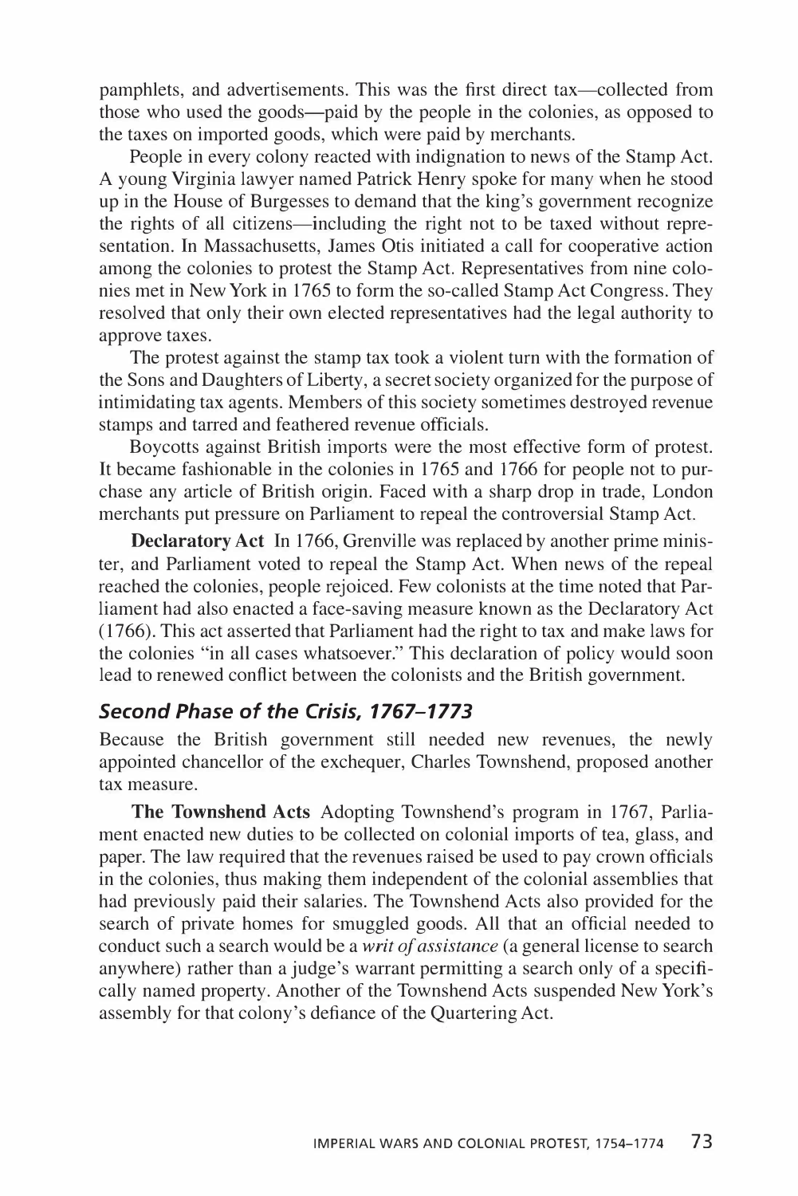pamphlets, and advertisements. This was the first direct tax—collected from those who used the goods—paid by the people in the colonies, as opposed to the taxes on imported goods, which were paid by merchants.

People in every colony reacted with indignation to news of the Stamp Act. A young Virginia lawyer named Patrick Henry spoke for many when he stood up in the House of Burgesses to demand that the king's government recognize the rights of all citizens—including the right not to be taxed without representation. In Massachusetts, James Otis initiated a call for cooperative action among the colonies to protest the Stamp Act. Representatives from nine colonies met in New York in 1765 to form the so-called Stamp Act Congress. They resolved that only their own elected representatives had the legal authority to approve taxes.

The protest against the stamp tax took a violent turn with the formation of the Sons and Daughters of Liberty, a secret society organized for the purpose of intimidating tax agents. Members of this society sometimes destroyed revenue stamps and tarred and feathered revenue officials.

Boycotts against British imports were the most effective form of protest. It became fashionable in the colonies in 1765 and 1766 for people not to purchase any article of British origin. Faced with a sharp drop in trade, London merchants put pressure on Parliament to repeal the controversial Stamp Act.

**Declaratory Act** In 1766, Grenville was replaced by another prime minister, and Parliament voted to repeal the Stamp Act. When news of the repeal reached the colonies, people rejoiced. Few colonists at the time noted that Parliament had also enacted a face-saving measure known as the Declaratory Act (1766). This act asserted that Parliament had the right to tax and make laws for the colonies "in all cases whatsoever." This declaration of policy would soon lead to renewed conflict between the colonists and the British government.

### *Second Phase of the Crisis, 1767–1773*

Because the British government still needed new revenues, the newly appointed chancellor of the exchequer, Charles Townshend, proposed another tax measure.

**The Townshend Acts** Adopting Townshend's program in 1767, Parliament enacted new duties to be collected on colonial imports of tea, glass, and paper. The law required that the revenues raised be used to pay crown officials in the colonies, thus making them independent of the colonial assemblies that had previously paid their salaries. The Townshend Acts also provided for the search of private homes for smuggled goods. All that an official needed to conduct such a search would be a *writ of assistance* (a general license to search anywhere) rather than a judge's warrant permitting a search only of a specifically named property. Another of the Townshend Acts suspended New York's assembly for that colony's defiance of the Quartering Act.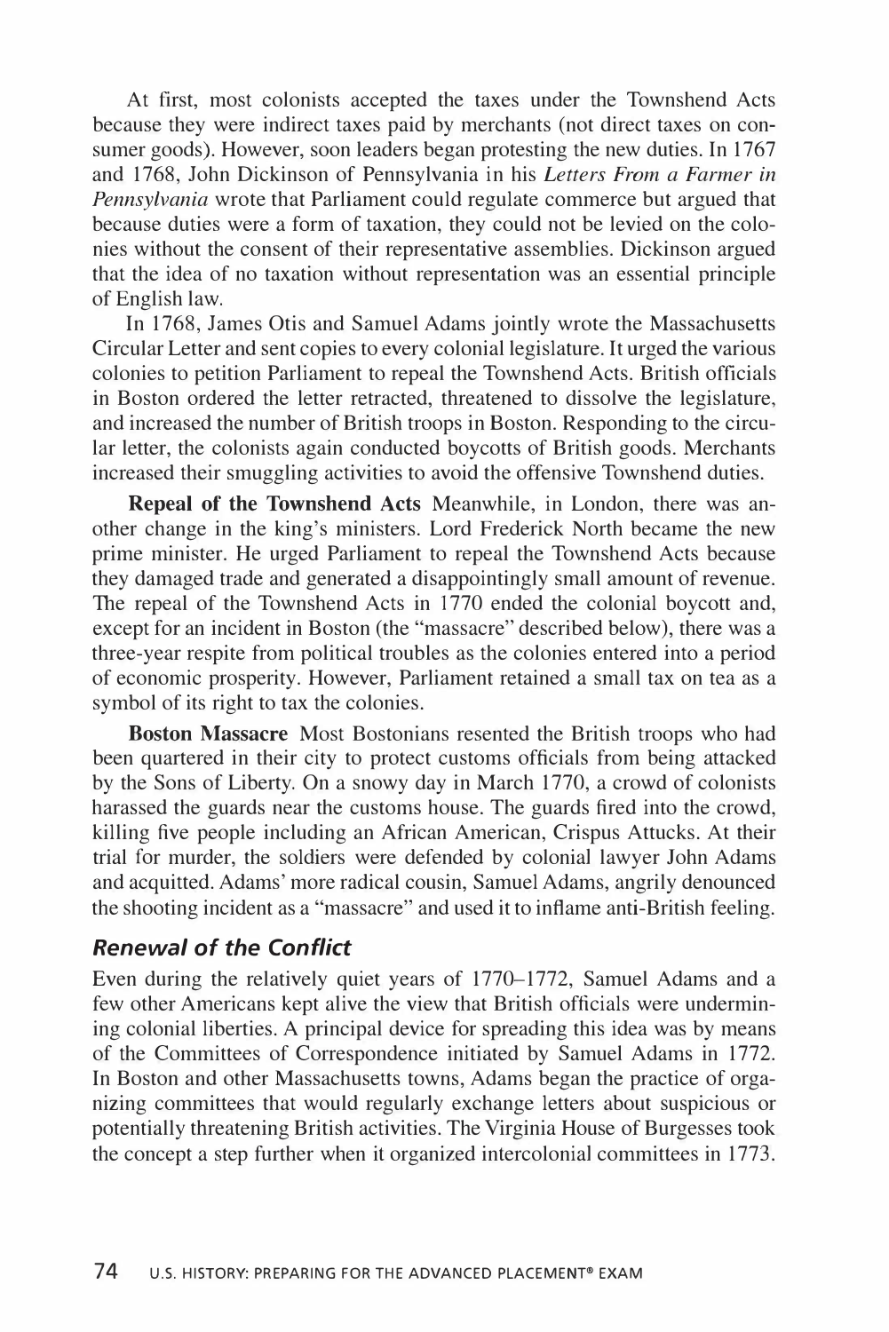At first, most colonists accepted the taxes under the Townshend Acts because they were indirect taxes paid by merchants (not direct taxes on consumer goods). However, soon leaders began protesting the new duties. In 1767 and 1768, John Dickinson of Pennsylvania in his *Letters From a Farmer in Pennsylvania* wrote that Parliament could regulate commerce but argued that because duties were a form of taxation, they could not be levied on the colonies without the consent of their representative assemblies. Dickinson argued that the idea of no taxation without representation was an essential principle of English law.

In 1768, James Otis and Samuel Adams jointly wrote the Massachusetts Circular Letter and sent copies to every colonial legislature. It urged the various colonies to petition Parliament to repeal the Townshend Acts. British officials in Boston ordered the letter retracted, threatened to dissolve the legislature, and increased the number of British troops in Boston. Responding to the circular letter, the colonists again conducted boycotts of British goods. Merchants increased their smuggling activities to avoid the offensive Townshend duties.

**Repeal of the Townshend Acts** Meanwhile, in London, there was another change in the king's ministers. Lord Frederick North became the new prime minister. He urged Parliament to repeal the Townshend Acts because they damaged trade and generated a disappointingly small amount of revenue. The repeal of the Townshend Acts in 1770 ended the colonial boycott and, except for an incident in Boston (the "massacre" described below), there was a three-year respite from political troubles as the colonies entered into a period of economic prosperity. However, Parliament retained a small tax on tea as a symbol of its right to tax the colonies.

**Boston Massacre** Most Bostonians resented the British troops who had been quartered in their city to protect customs officials from being attacked by the Sons of Liberty. On a snowy day in March 1770, a crowd of colonists harassed the guards near the customs house. The guards fired into the crowd, killing five people including an African American, Crispus Attucks. At their trial for murder, the soldiers were defended by colonial lawyer John Adams and acquitted. Adams' more radical cousin, Samuel Adams, angrily denounced the shooting incident as a "massacre" and used it to inflame anti-British feeling.

### *Renewal of the Conflict*

Even during the relatively quiet years of 1770–1772, Samuel Adams and a few other Americans kept alive the view that British officials were undermining colonial liberties. A principal device for spreading this idea was by means of the Committees of Correspondence initiated by Samuel Adams in 1772. In Boston and other Massachusetts towns, Adams began the practice of organizing committees that would regularly exchange letters about suspicious or potentially threatening British activities. The Virginia House of Burgesses took the concept a step further when it organized intercolonial committees in 1773.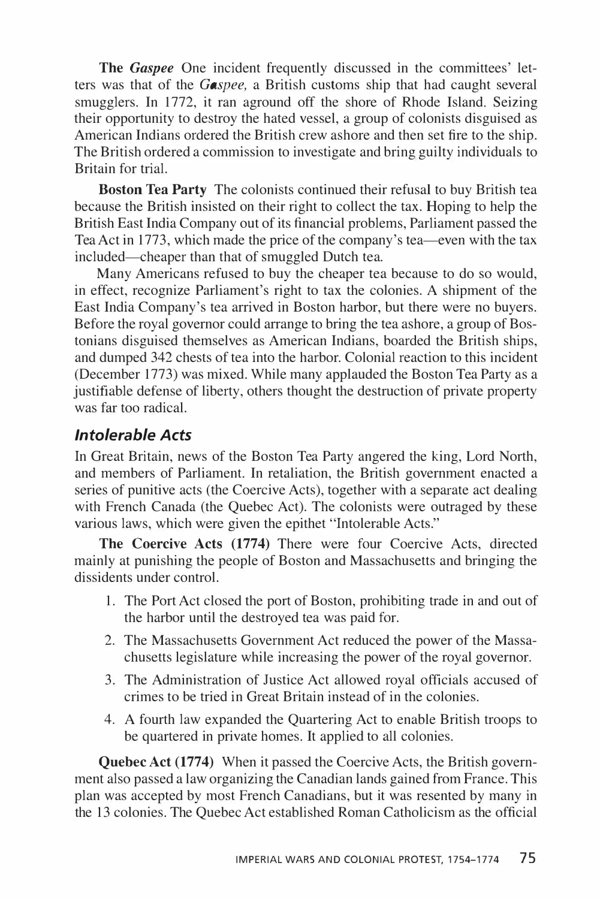**The *Gaspee*** One incident frequently discussed in the committees' letters was that of the *Gaspee,* a British customs ship that had caught several smugglers. In 1772, it ran aground off the shore of Rhode Island. Seizing their opportunity to destroy the hated vessel, a group of colonists disguised as American Indians ordered the British crew ashore and then set fire to the ship. The British ordered a commission to investigate and bring guilty individuals to Britain for trial.

**Boston Tea Party** The colonists continued their refusal to buy British tea because the British insisted on their right to collect the tax. Hoping to help the British East India Company out of its financial problems, Parliament passed the Tea Act in 1773, which made the price of the company's tea—even with the tax included—cheaper than that of smuggled Dutch tea.

Many Americans refused to buy the cheaper tea because to do so would, in effect, recognize Parliament's right to tax the colonies. A shipment of the East India Company's tea arrived in Boston harbor, but there were no buyers. Before the royal governor could arrange to bring the tea ashore, a group of Bostonians disguised themselves as American Indians, boarded the British ships, and dumped 342 chests of tea into the harbor. Colonial reaction to this incident (December 1773) was mixed. While many applauded the Boston Tea Party as a justifiable defense of liberty, others thought the destruction of private property was far too radical.

### *Intolerable Acts*

In Great Britain, news of the Boston Tea Party angered the king, Lord North, and members of Parliament. In retaliation, the British government enacted a series of punitive acts (the Coercive Acts), together with a separate act dealing with French Canada (the Quebec Act). The colonists were outraged by these various laws, which were given the epithet "Intolerable Acts."

**The Coercive Acts (1774)** There were four Coercive Acts, directed mainly at punishing the people of Boston and Massachusetts and bringing the dissidents under control.

1. The Port Act closed the port of Boston, prohibiting trade in and out of the harbor until the destroyed tea was paid for.
2. The Massachusetts Government Act reduced the power of the Massachusetts legislature while increasing the power of the royal governor.
3. The Administration of Justice Act allowed royal officials accused of crimes to be tried in Great Britain instead of in the colonies.
4. A fourth law expanded the Quartering Act to enable British troops to be quartered in private homes. It applied to all colonies.

**Quebec Act (1774)** When it passed the Coercive Acts, the British government also passed a law organizing the Canadian lands gained from France. This plan was accepted by most French Canadians, but it was resented by many in the 13 colonies. The Quebec Act established Roman Catholicism as the official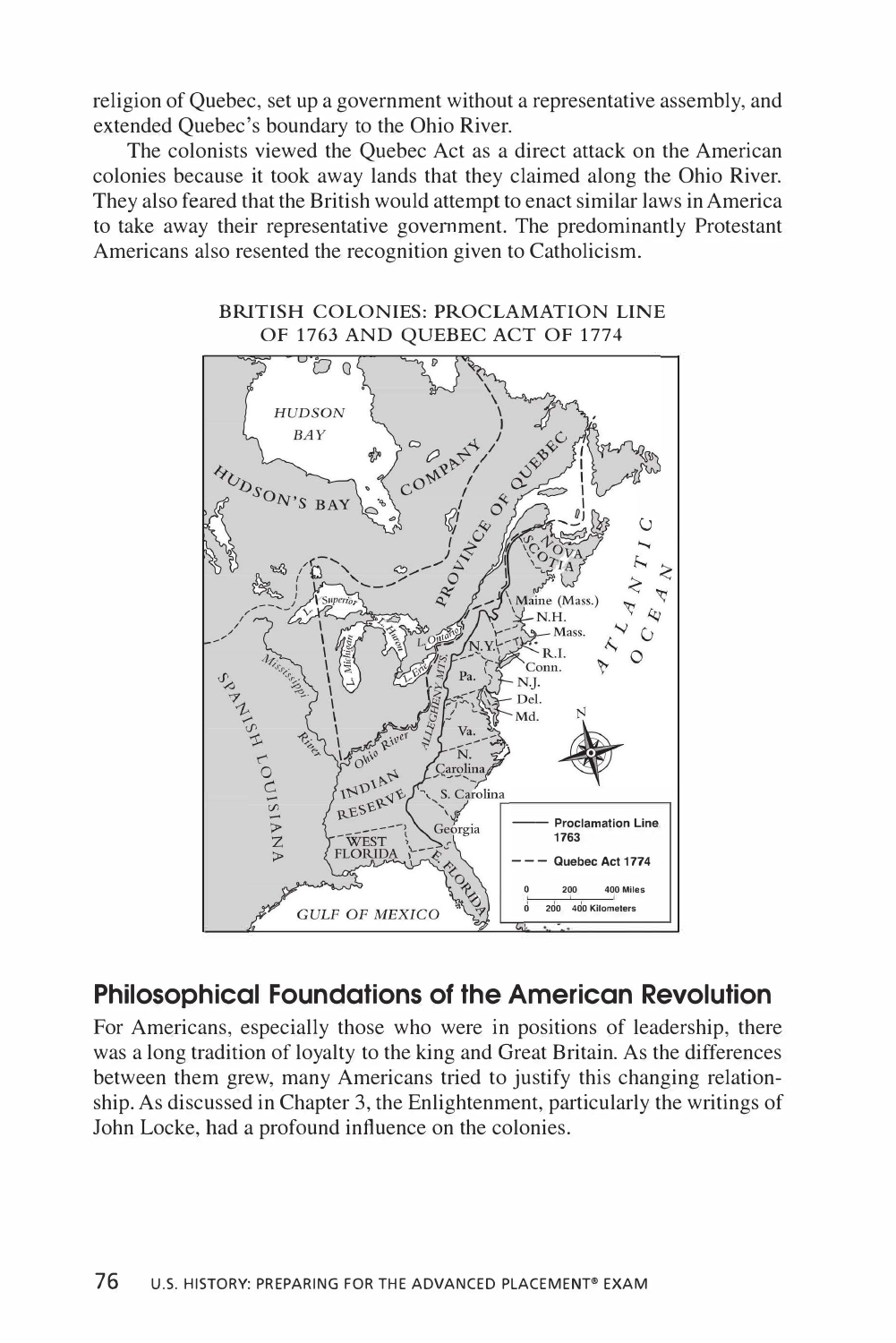religion of Quebec, set up a government without a representative assembly, and extended Quebec's boundary to the Ohio River.

The colonists viewed the Quebec Act as a direct attack on the American colonies because it took away lands that they claimed along the Ohio River. They also feared that the British would attempt to enact similar laws in America to take away their representative government. The predominantly Protestant Americans also resented the recognition given to Catholicism.

BRITISH COLONIES: PROCLAMATION LINE OF 1763 AND QUEBEC ACT OF 1774

## Philosophical Foundations of the American Revolution

For Americans, especially those who were in positions of leadership, there was a long tradition of loyalty to the king and Great Britain. As the differences between them grew, many Americans tried to justify this changing relationship. As discussed in Chapter 3, the Enlightenment, particularly the writings of John Locke, had a profound influence on the colonies.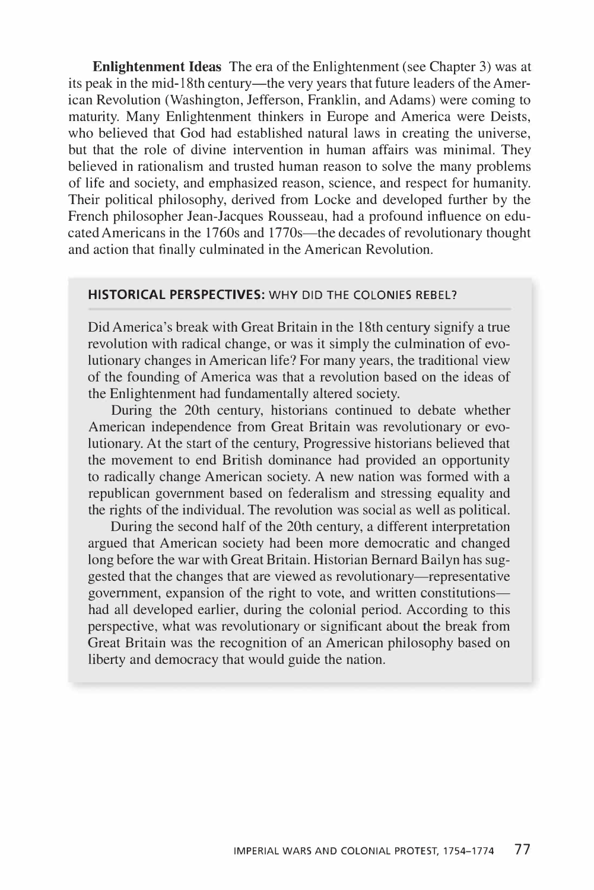**Enlightenment Ideas** The era of the Enlightenment (see Chapter 3) was at its peak in the mid-18th century—the very years that future leaders of the American Revolution (Washington, Jefferson, Franklin, and Adams) were coming to maturity. Many Enlightenment thinkers in Europe and America were Deists, who believed that God had established natural laws in creating the universe, but that the role of divine intervention in human affairs was minimal. They believed in rationalism and trusted human reason to solve the many problems of life and society, and emphasized reason, science, and respect for humanity. Their political philosophy, derived from Locke and developed further by the French philosopher Jean-Jacques Rousseau, had a profound influence on educated Americans in the 1760s and 1770s—the decades of revolutionary thought and action that finally culminated in the American Revolution.

### HISTORICAL PERSPECTIVES: WHY DID THE COLONIES REBEL?

Did America's break with Great Britain in the 18th century signify a true revolution with radical change, or was it simply the culmination of evolutionary changes in American life? For many years, the traditional view of the founding of America was that a revolution based on the ideas of the Enlightenment had fundamentally altered society.

During the 20th century, historians continued to debate whether American independence from Great Britain was revolutionary or evolutionary. At the start of the century, Progressive historians believed that the movement to end British dominance had provided an opportunity to radically change American society. A new nation was formed with a republican government based on federalism and stressing equality and the rights of the individual. The revolution was social as well as political.

During the second half of the 20th century, a different interpretation argued that American society had been more democratic and changed long before the war with Great Britain. Historian Bernard Bailyn has suggested that the changes that are viewed as revolutionary—representative government, expansion of the right to vote, and written constitutions—had all developed earlier, during the colonial period. According to this perspective, what was revolutionary or significant about the break from Great Britain was the recognition of an American philosophy based on liberty and democracy that would guide the nation.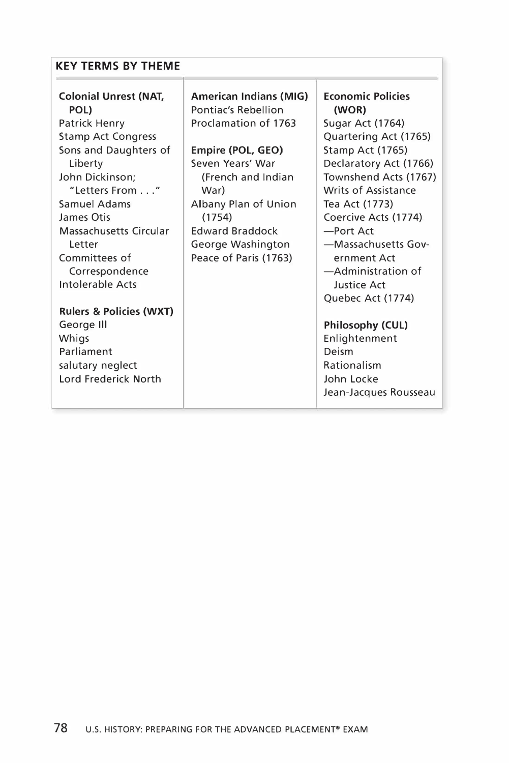## KEY TERMS BY THEME

**Colonial Unrest (NAT, POL)**
Patrick Henry
Stamp Act Congress
Sons and Daughters of Liberty
John Dickinson; "Letters From . . ."
Samuel Adams
James Otis
Massachusetts Circular Letter
Committees of Correspondence
Intolerable Acts

**Rulers & Policies (WXT)**
George III
Whigs
Parliament
salutary neglect
Lord Frederick North

**American Indians (MIG)**
Pontiac's Rebellion
Proclamation of 1763

**Empire (POL, GEO)**
Seven Years' War (French and Indian War)
Albany Plan of Union (1754)
Edward Braddock
George Washington
Peace of Paris (1763)

**Economic Policies (WOR)**
Sugar Act (1764)
Quartering Act (1765)
Stamp Act (1765)
Declaratory Act (1766)
Townshend Acts (1767)
Writs of Assistance
Tea Act (1773)
Coercive Acts (1774)
—Port Act
—Massachusetts Government Act
—Administration of Justice Act
Quebec Act (1774)

**Philosophy (CUL)**
Enlightenment
Deism
Rationalism
John Locke
Jean-Jacques Rousseau